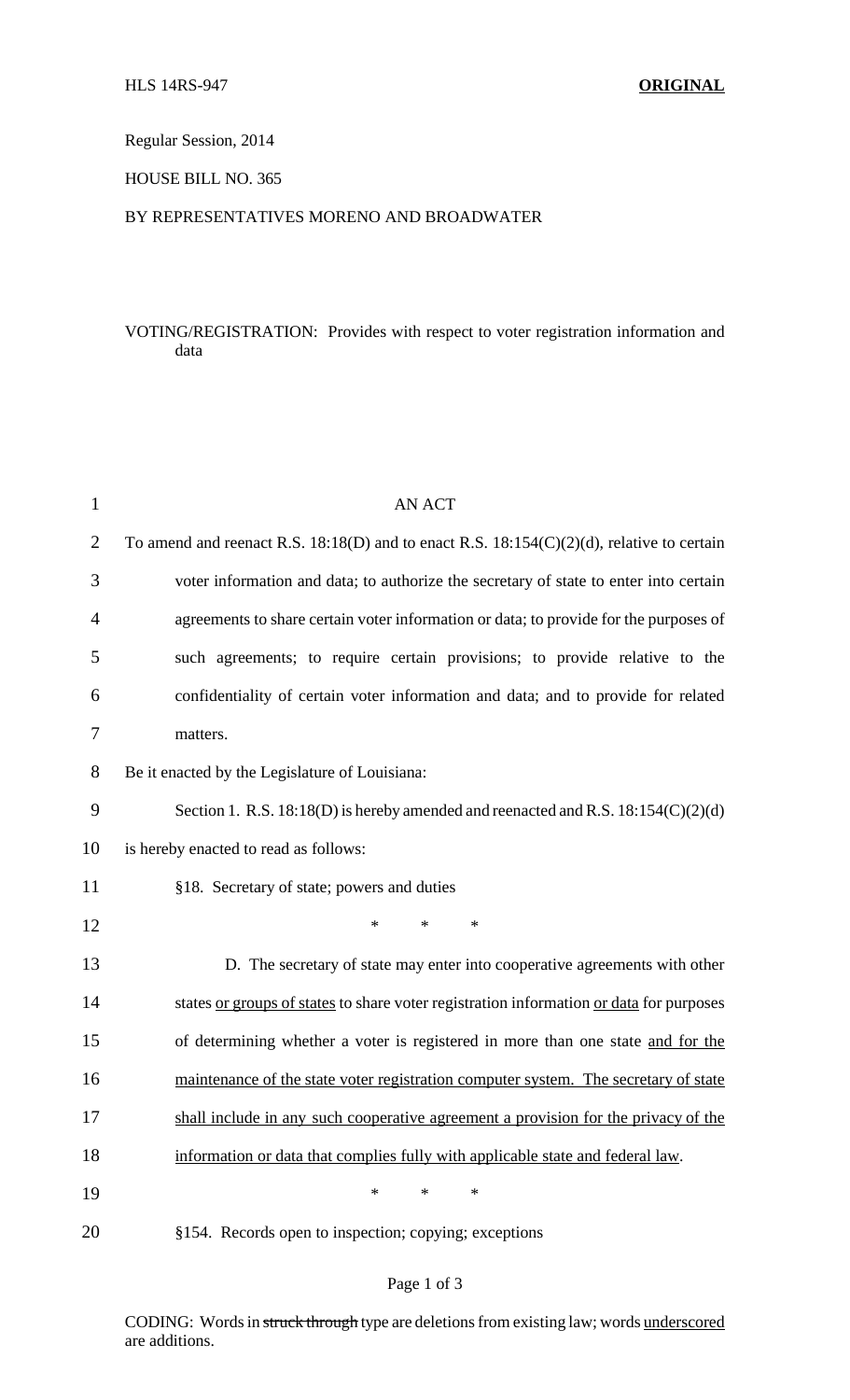HLS 14RS-947 **ORIGINAL**

Regular Session, 2014

HOUSE BILL NO. 365

BY REPRESENTATIVES MORENO AND BROADWATER

VOTING/REGISTRATION: Provides with respect to voter registration information and data

AN ACT

To amend and reenact R.S. 18:18(D) and to enact R.S. 18:154(C)(2)(d), relative to certain voter information and data; to authorize the secretary of state to enter into certain agreements to share certain voter information or data; to provide for the purposes of such agreements; to require certain provisions; to provide relative to the confidentiality of certain voter information and data; and to provide for related matters.

Be it enacted by the Legislature of Louisiana:

Section 1. R.S. 18:18(D) is hereby amended and reenacted and R.S. 18:154(C)(2)(d) is hereby enacted to read as follows:

§18. Secretary of state; powers and duties

\* \* \*

D. The secretary of state may enter into cooperative agreements with other states <u>or groups of states</u> to share voter registration information <u>or data</u> for purposes of determining whether a voter is registered in more than one state <u>and for the maintenance of the state voter registration computer system. The secretary of state shall include in any such cooperative agreement a provision for the privacy of the information or data that complies fully with applicable state and federal law</u>.

\* \* \*

§154. Records open to inspection; copying; exceptions

CODING: Words in ~~struck through~~ type are deletions from existing law; words <u>underscored</u> are additions.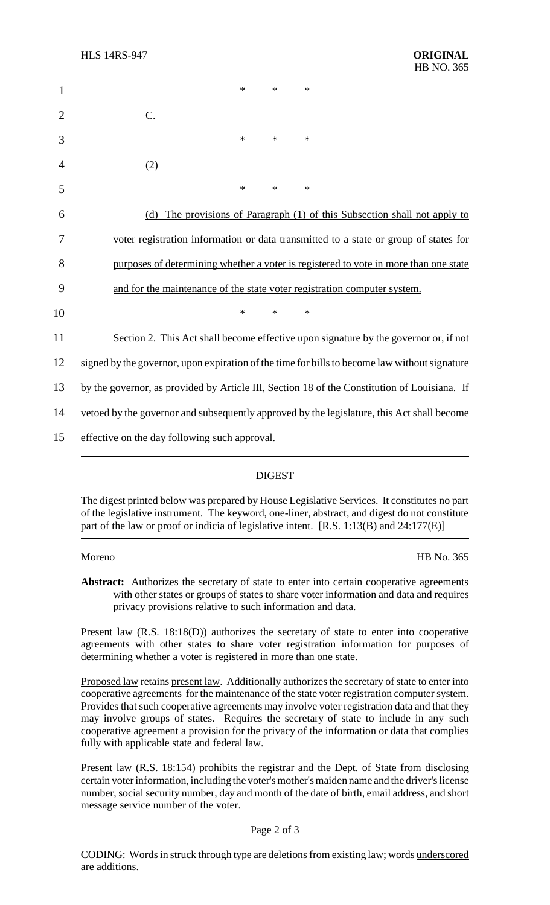\* \* \*

C.

\* \* \*

(2)

\* \* \*

<u>(d) The provisions of Paragraph (1) of this Subsection shall not apply to voter registration information or data transmitted to a state or group of states for purposes of determining whether a voter is registered to vote in more than one state and for the maintenance of the state voter registration computer system.</u>

\* \* \*

Section 2. This Act shall become effective upon signature by the governor or, if not signed by the governor, upon expiration of the time for bills to become law without signature by the governor, as provided by Article III, Section 18 of the Constitution of Louisiana. If vetoed by the governor and subsequently approved by the legislature, this Act shall become effective on the day following such approval.

---

## DIGEST

The digest printed below was prepared by House Legislative Services. It constitutes no part of the legislative instrument. The keyword, one-liner, abstract, and digest do not constitute part of the law or proof or indicia of legislative intent. [R.S. 1:13(B) and 24:177(E)]

Moreno HB No. 365

**Abstract:** Authorizes the secretary of state to enter into certain cooperative agreements with other states or groups of states to share voter information and data and requires privacy provisions relative to such information and data.

<u>Present law</u> (R.S. 18:18(D)) authorizes the secretary of state to enter into cooperative agreements with other states to share voter registration information for purposes of determining whether a voter is registered in more than one state.

<u>Proposed law</u> retains <u>present law</u>. Additionally authorizes the secretary of state to enter into cooperative agreements for the maintenance of the state voter registration computer system. Provides that such cooperative agreements may involve voter registration data and that they may involve groups of states. Requires the secretary of state to include in any such cooperative agreement a provision for the privacy of the information or data that complies fully with applicable state and federal law.

<u>Present law</u> (R.S. 18:154) prohibits the registrar and the Dept. of State from disclosing certain voter information, including the voter's mother's maiden name and the driver's license number, social security number, day and month of the date of birth, email address, and short message service number of the voter.

CODING: Words in ~~struck through~~ type are deletions from existing law; words <u>underscored</u> are additions.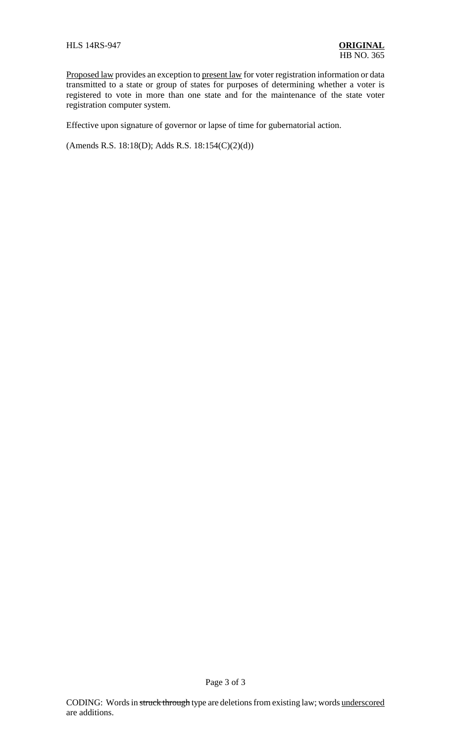Proposed law provides an exception to present law for voter registration information or data transmitted to a state or group of states for purposes of determining whether a voter is registered to vote in more than one state and for the maintenance of the state voter registration computer system.

Effective upon signature of governor or lapse of time for gubernatorial action.

(Amends R.S. 18:18(D); Adds R.S. 18:154(C)(2)(d))